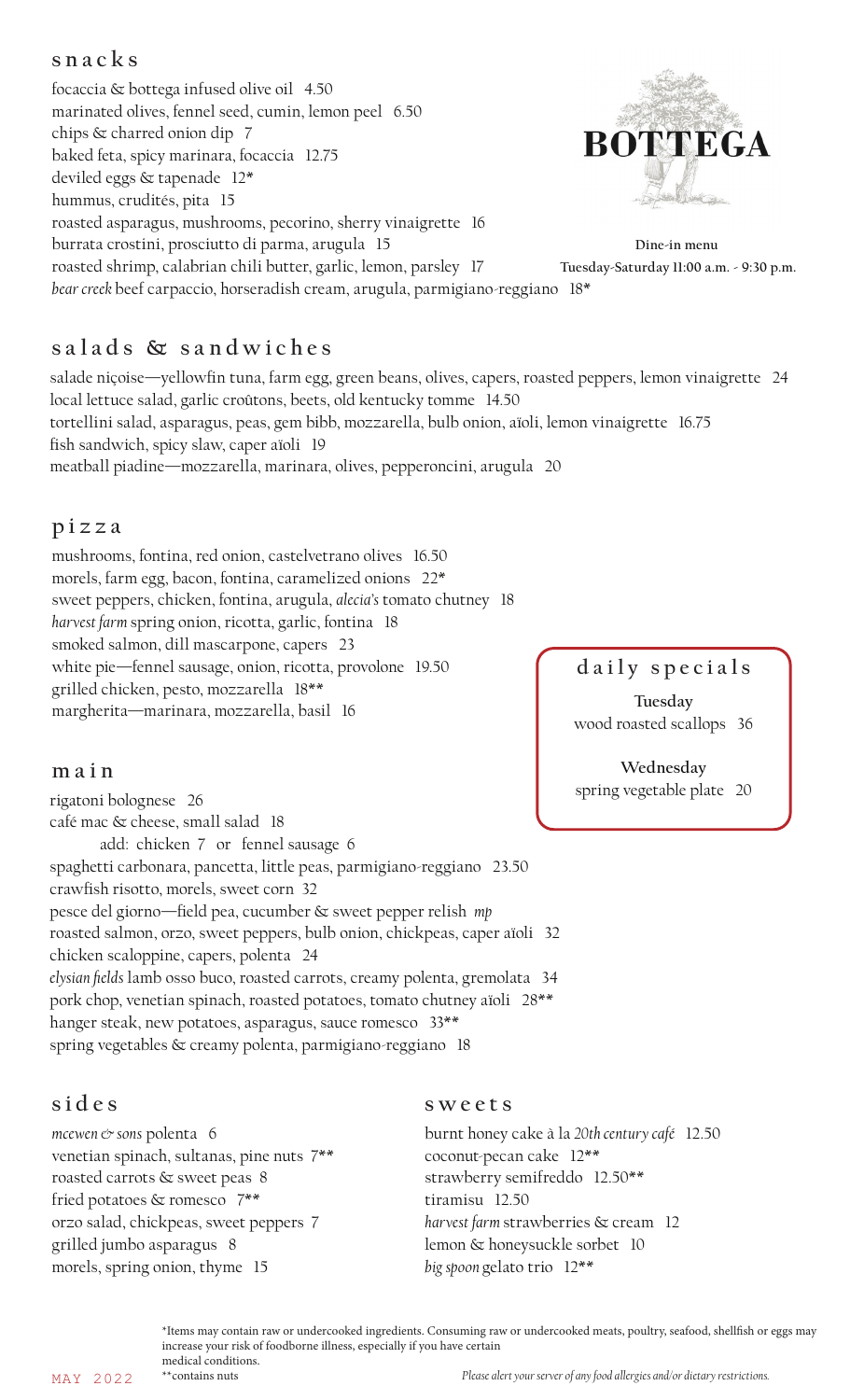# BOTTEGA

Dine-in menu
Tuesday-Saturday 11:00 a.m. - 9:30 p.m.

## snacks

focaccia & bottega infused olive oil   4.50
marinated olives, fennel seed, cumin, lemon peel   6.50
chips & charred onion dip   7
baked feta, spicy marinara, focaccia   12.75
deviled eggs & tapenade   12*
hummus, crudités, pita   15
roasted asparagus, mushrooms, pecorino, sherry vinaigrette   16
burrata crostini, prosciutto di parma, arugula   15
roasted shrimp, calabrian chili butter, garlic, lemon, parsley   17
*bear creek* beef carpaccio, horseradish cream, arugula, parmigiano-reggiano   18*

## salads & sandwiches

salade niçoise—yellowfin tuna, farm egg, green beans, olives, capers, roasted peppers, lemon vinaigrette   24
local lettuce salad, garlic croûtons, beets, old kentucky tomme   14.50
tortellini salad, asparagus, peas, gem bibb, mozzarella, bulb onion, aïoli, lemon vinaigrette   16.75
fish sandwich, spicy slaw, caper aïoli   19
meatball piadine—mozzarella, marinara, olives, pepperoncini, arugula   20

## pizza

mushrooms, fontina, red onion, castelvetrano olives   16.50
morels, farm egg, bacon, fontina, caramelized onions   22*
sweet peppers, chicken, fontina, arugula, *alecia's* tomato chutney   18
*harvest farm* spring onion, ricotta, garlic, fontina   18
smoked salmon, dill mascarpone, capers   23
white pie—fennel sausage, onion, ricotta, provolone   19.50
grilled chicken, pesto, mozzarella   18**
margherita—marinara, mozzarella, basil   16

## daily specials

**Tuesday**
wood roasted scallops   36

**Wednesday**
spring vegetable plate   20

## main

rigatoni bolognese   26
café mac & cheese, small salad   18
    add: chicken 7 or fennel sausage 6
spaghetti carbonara, pancetta, little peas, parmigiano-reggiano   23.50
crawfish risotto, morels, sweet corn   32
pesce del giorno—field pea, cucumber & sweet pepper relish   *mp*
roasted salmon, orzo, sweet peppers, bulb onion, chickpeas, caper aïoli   32
chicken scaloppine, capers, polenta   24
*elysian fields* lamb osso buco, roasted carrots, creamy polenta, gremolata   34
pork chop, venetian spinach, roasted potatoes, tomato chutney aïoli   28**
hanger steak, new potatoes, asparagus, sauce romesco   33**
spring vegetables & creamy polenta, parmigiano-reggiano   18

## sides

*mcewen & sons* polenta   6
venetian spinach, sultanas, pine nuts   7**
roasted carrots & sweet peas   8
fried potatoes & romesco   7**
orzo salad, chickpeas, sweet peppers   7
grilled jumbo asparagus   8
morels, spring onion, thyme   15

## sweets

burnt honey cake à la *20th century café*   12.50
coconut-pecan cake   12**
strawberry semifreddo   12.50**
tiramisu   12.50
*harvest farm* strawberries & cream   12
lemon & honeysuckle sorbet   10
*big spoon* gelato trio   12**

*Items may contain raw or undercooked ingredients. Consuming raw or undercooked meats, poultry, seafood, shellfish or eggs may increase your risk of foodborne illness, especially if you have certain medical conditions.
**contains nuts

*Please alert your server of any food allergies and/or dietary restrictions.*

MAY 2022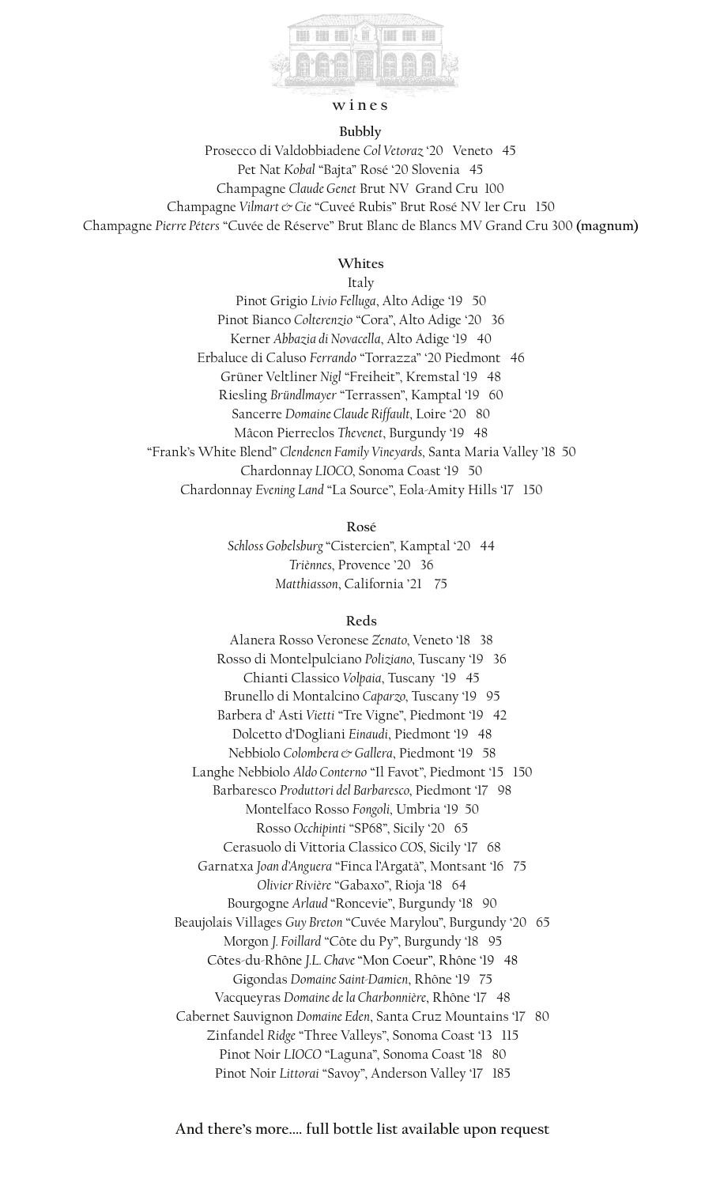# wines

## Bubbly

Prosecco di Valdobbiadene *Col Vetoraz* ‘20 Veneto 45
Pet Nat *Kobal* “Bajta” Rosé ‘20 Slovenia 45
Champagne *Claude Genet* Brut NV Grand Cru 100
Champagne *Vilmart & Cie* “Cuveé Rubis” Brut Rosé NV 1er Cru 150
Champagne *Pierre Péters* “Cuvée de Réserve” Brut Blanc de Blancs MV Grand Cru 300 **(magnum)**

## Whites

Italy

Pinot Grigio *Livio Felluga*, Alto Adige ‘19 50
Pinot Bianco *Colterenzio* “Cora”, Alto Adige ‘20 36
Kerner *Abbazia di Novacella*, Alto Adige ‘19 40
Erbaluce di Caluso *Ferrando* “Torrazza” ‘20 Piedmont 46
Grüner Veltliner *Nigl* “Freiheit”, Kremstal ‘19 48
Riesling *Bründlmayer* “Terrassen”, Kamptal ‘19 60
Sancerre *Domaine Claude Riffault*, Loire ‘20 80
Mâcon Pierreclos *Thevenet*, Burgundy ‘19 48
“Frank’s White Blend” *Clendenen Family Vineyards*, Santa Maria Valley ‘18 50
Chardonnay *LIOCO*, Sonoma Coast ‘19 50
Chardonnay *Evening Land* “La Source”, Eola-Amity Hills ‘17 150

## Rosé

*Schloss Gobelsburg* “Cistercien”, Kamptal ‘20 44
*Triènnes*, Provence ’20 36
*Matthiasson*, California ’21 75

## Reds

Alanera Rosso Veronese *Zenato*, Veneto ‘18 38
Rosso di Montelpulciano *Poliziano*, Tuscany ‘19 36
Chianti Classico *Volpaia*, Tuscany ‘19 45
Brunello di Montalcino *Caparzo*, Tuscany ‘19 95
Barbera d’ Asti *Vietti* “Tre Vigne”, Piedmont ‘19 42
Dolcetto d’Dogliani *Einaudi*, Piedmont ‘19 48
Nebbiolo *Colombera & Gallera*, Piedmont ‘19 58
Langhe Nebbiolo *Aldo Conterno* “Il Favot”, Piedmont ‘15 150
Barbaresco *Produttori del Barbaresco*, Piedmont ‘17 98
Montelfaco Rosso *Fongoli*, Umbria ‘19 50
Rosso *Occhipinti* “SP68”, Sicily ‘20 65
Cerasuolo di Vittoria Classico *COS*, Sicily ‘17 68
Garnatxa *Joan d’Anguera* “Finca l’Argatà”, Montsant ‘16 75
*Olivier Rivière* “Gabaxo”, Rioja ‘18 64
Bourgogne *Arlaud* “Roncevie”, Burgundy ‘18 90
Beaujolais Villages *Guy Breton* “Cuvée Marylou”, Burgundy ‘20 65
Morgon *J. Foillard* “Côte du Py”, Burgundy ‘18 95
Côtes-du-Rhône *J.L. Chave* “Mon Coeur”, Rhône ‘19 48
Gigondas *Domaine Saint-Damien*, Rhône ‘19 75
Vacqueyras *Domaine de la Charbonnière*, Rhône ‘17 48
Cabernet Sauvignon *Domaine Eden*, Santa Cruz Mountains ‘17 80
Zinfandel *Ridge* “Three Valleys”, Sonoma Coast ‘13 115
Pinot Noir *LIOCO* “Laguna”, Sonoma Coast ‘18 80
Pinot Noir *Littorai* “Savoy”, Anderson Valley ‘17 185

And there’s more…. full bottle list available upon request